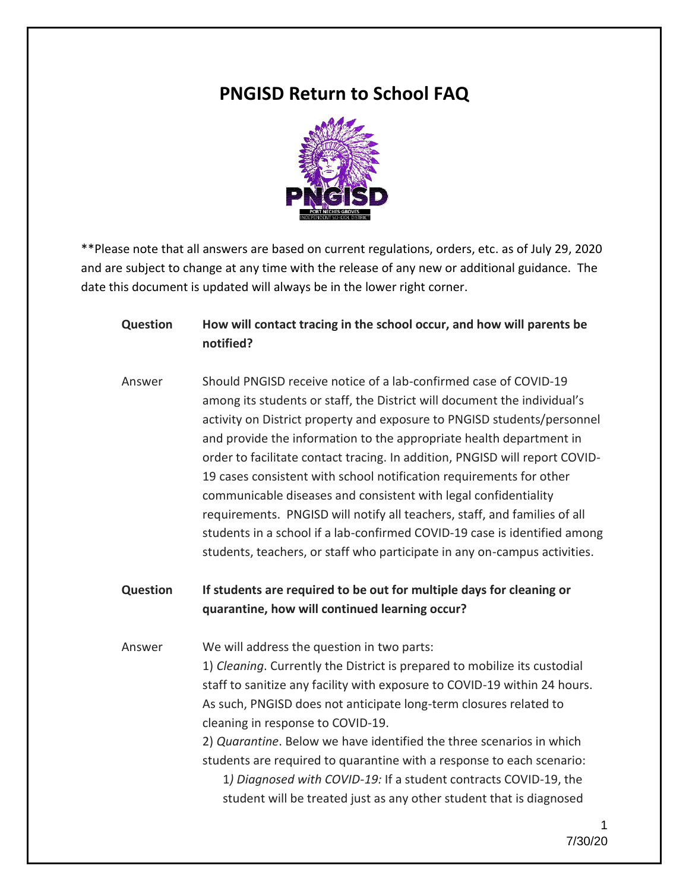# PNGISD Return to School FAQ

**Please note that all answers are based on current regulations, orders, etc. as of July 29, 2020 and are subject to change at any time with the release of any new or additional guidance. The date this document is updated will always be in the lower right corner.

**Question** **How will contact tracing in the school occur, and how will parents be notified?**

Answer Should PNGISD receive notice of a lab-confirmed case of COVID-19 among its students or staff, the District will document the individual's activity on District property and exposure to PNGISD students/personnel and provide the information to the appropriate health department in order to facilitate contact tracing. In addition, PNGISD will report COVID-19 cases consistent with school notification requirements for other communicable diseases and consistent with legal confidentiality requirements. PNGISD will notify all teachers, staff, and families of all students in a school if a lab-confirmed COVID-19 case is identified among students, teachers, or staff who participate in any on-campus activities.

**Question** **If students are required to be out for multiple days for cleaning or quarantine, how will continued learning occur?**

Answer We will address the question in two parts:

1) *Cleaning*. Currently the District is prepared to mobilize its custodial staff to sanitize any facility with exposure to COVID-19 within 24 hours. As such, PNGISD does not anticipate long-term closures related to cleaning in response to COVID-19.

2) *Quarantine*. Below we have identified the three scenarios in which students are required to quarantine with a response to each scenario:

1*) Diagnosed with COVID-19:* If a student contracts COVID-19, the student will be treated just as any other student that is diagnosed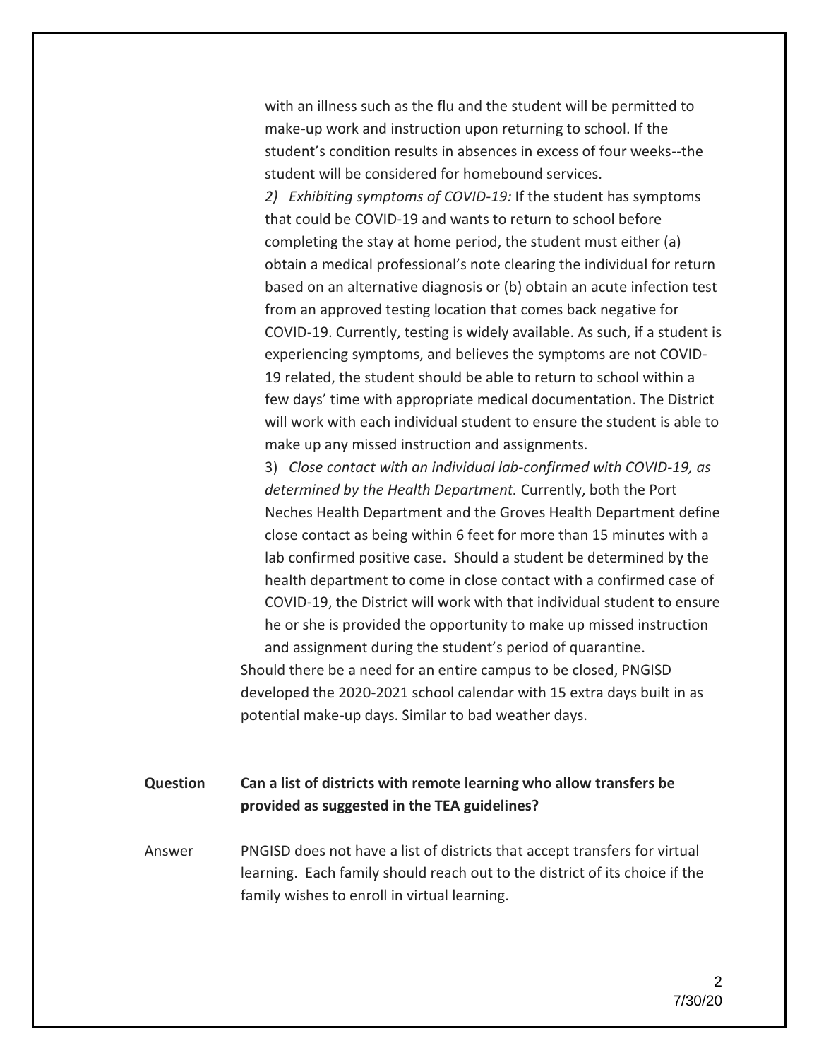with an illness such as the flu and the student will be permitted to make-up work and instruction upon returning to school. If the student's condition results in absences in excess of four weeks--the student will be considered for homebound services.

2) *Exhibiting symptoms of COVID-19:* If the student has symptoms that could be COVID-19 and wants to return to school before completing the stay at home period, the student must either (a) obtain a medical professional's note clearing the individual for return based on an alternative diagnosis or (b) obtain an acute infection test from an approved testing location that comes back negative for COVID-19. Currently, testing is widely available. As such, if a student is experiencing symptoms, and believes the symptoms are not COVID-19 related, the student should be able to return to school within a few days' time with appropriate medical documentation. The District will work with each individual student to ensure the student is able to make up any missed instruction and assignments.

3) *Close contact with an individual lab-confirmed with COVID-19, as determined by the Health Department.* Currently, both the Port Neches Health Department and the Groves Health Department define close contact as being within 6 feet for more than 15 minutes with a lab confirmed positive case. Should a student be determined by the health department to come in close contact with a confirmed case of COVID-19, the District will work with that individual student to ensure he or she is provided the opportunity to make up missed instruction and assignment during the student's period of quarantine.

Should there be a need for an entire campus to be closed, PNGISD developed the 2020-2021 school calendar with 15 extra days built in as potential make-up days. Similar to bad weather days.

**Question** **Can a list of districts with remote learning who allow transfers be provided as suggested in the TEA guidelines?**

Answer PNGISD does not have a list of districts that accept transfers for virtual learning. Each family should reach out to the district of its choice if the family wishes to enroll in virtual learning.

7/30/20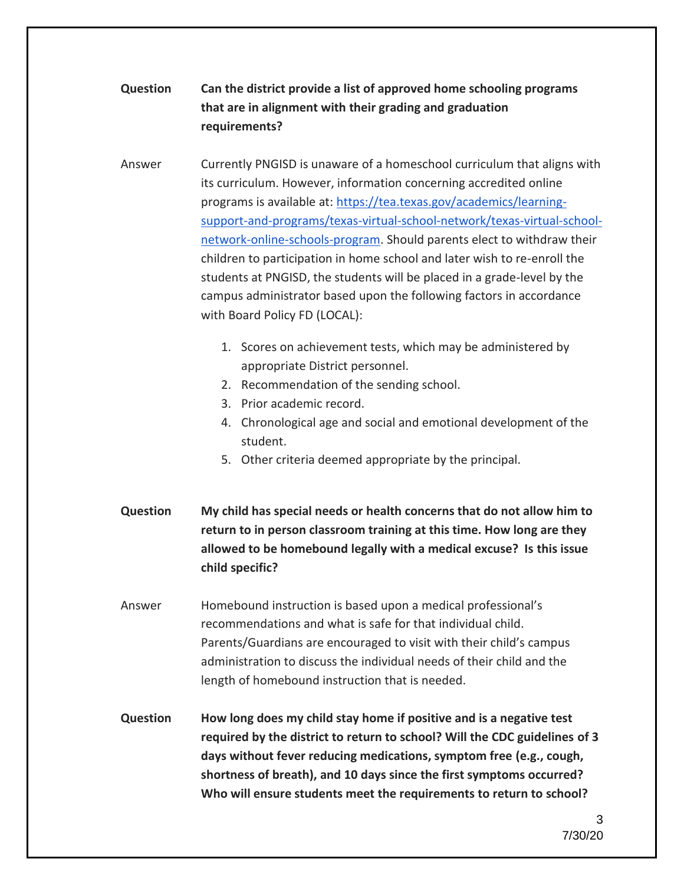**Question** **Can the district provide a list of approved home schooling programs that are in alignment with their grading and graduation requirements?**

Answer Currently PNGISD is unaware of a homeschool curriculum that aligns with its curriculum. However, information concerning accredited online programs is available at: [https://tea.texas.gov/academics/learning-support-and-programs/texas-virtual-school-network/texas-virtual-school-network-online-schools-program](https://tea.texas.gov/academics/learning-support-and-programs/texas-virtual-school-network/texas-virtual-school-network-online-schools-program). Should parents elect to withdraw their children to participation in home school and later wish to re-enroll the students at PNGISD, the students will be placed in a grade-level by the campus administrator based upon the following factors in accordance with Board Policy FD (LOCAL):

1. Scores on achievement tests, which may be administered by appropriate District personnel.
2. Recommendation of the sending school.
3. Prior academic record.
4. Chronological age and social and emotional development of the student.
5. Other criteria deemed appropriate by the principal.

**Question** **My child has special needs or health concerns that do not allow him to return to in person classroom training at this time. How long are they allowed to be homebound legally with a medical excuse? Is this issue child specific?**

Answer Homebound instruction is based upon a medical professional's recommendations and what is safe for that individual child. Parents/Guardians are encouraged to visit with their child's campus administration to discuss the individual needs of their child and the length of homebound instruction that is needed.

**Question** **How long does my child stay home if positive and is a negative test required by the district to return to school? Will the CDC guidelines of 3 days without fever reducing medications, symptom free (e.g., cough, shortness of breath), and 10 days since the first symptoms occurred? Who will ensure students meet the requirements to return to school?**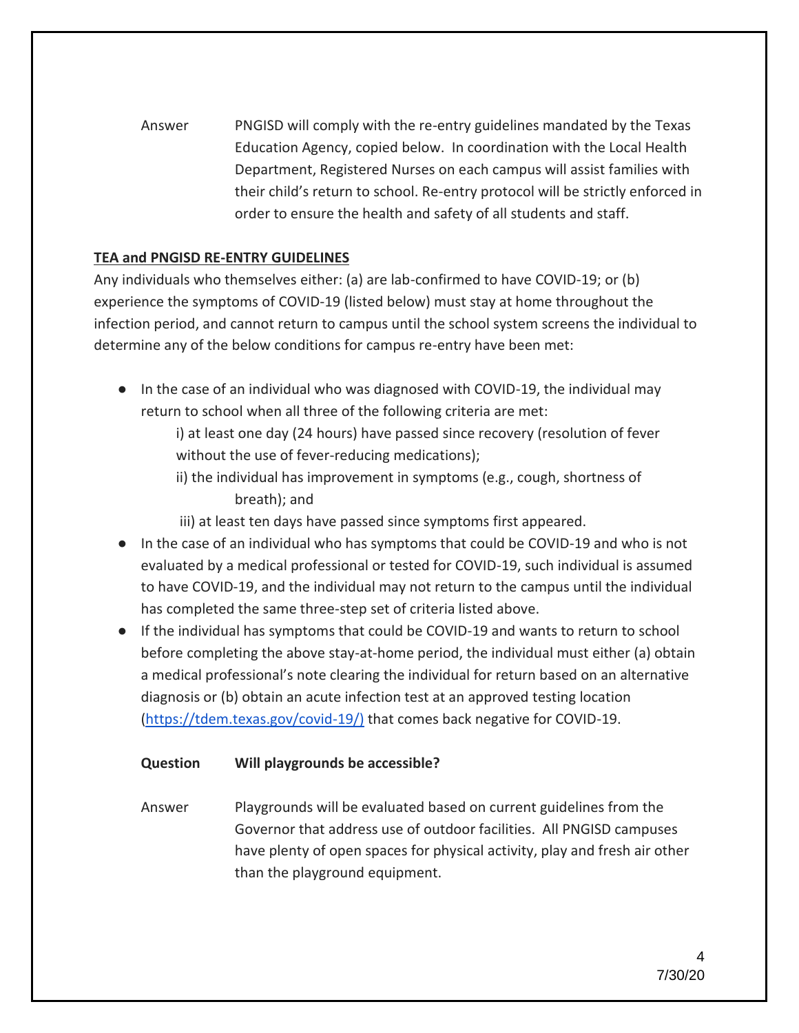**Answer** PNGISD will comply with the re-entry guidelines mandated by the Texas Education Agency, copied below. In coordination with the Local Health Department, Registered Nurses on each campus will assist families with their child's return to school. Re-entry protocol will be strictly enforced in order to ensure the health and safety of all students and staff.

**TEA and PNGISD RE-ENTRY GUIDELINES**

Any individuals who themselves either: (a) are lab-confirmed to have COVID-19; or (b) experience the symptoms of COVID-19 (listed below) must stay at home throughout the infection period, and cannot return to campus until the school system screens the individual to determine any of the below conditions for campus re-entry have been met:

- In the case of an individual who was diagnosed with COVID-19, the individual may return to school when all three of the following criteria are met:
  - i) at least one day (24 hours) have passed since recovery (resolution of fever without the use of fever-reducing medications);
  - ii) the individual has improvement in symptoms (e.g., cough, shortness of breath); and
  - iii) at least ten days have passed since symptoms first appeared.
- In the case of an individual who has symptoms that could be COVID-19 and who is not evaluated by a medical professional or tested for COVID-19, such individual is assumed to have COVID-19, and the individual may not return to the campus until the individual has completed the same three-step set of criteria listed above.
- If the individual has symptoms that could be COVID-19 and wants to return to school before completing the above stay-at-home period, the individual must either (a) obtain a medical professional's note clearing the individual for return based on an alternative diagnosis or (b) obtain an acute infection test at an approved testing location (https://tdem.texas.gov/covid-19/) that comes back negative for COVID-19.

**Question** **Will playgrounds be accessible?**

**Answer** Playgrounds will be evaluated based on current guidelines from the Governor that address use of outdoor facilities. All PNGISD campuses have plenty of open spaces for physical activity, play and fresh air other than the playground equipment.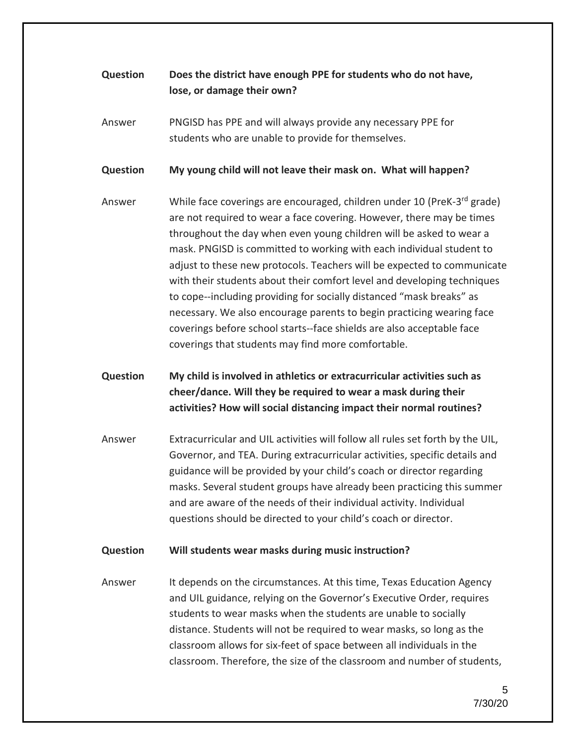**Question** **Does the district have enough PPE for students who do not have, lose, or damage their own?**

Answer PNGISD has PPE and will always provide any necessary PPE for students who are unable to provide for themselves.

**Question** **My young child will not leave their mask on. What will happen?**

Answer While face coverings are encouraged, children under 10 (PreK-3rd grade) are not required to wear a face covering. However, there may be times throughout the day when even young children will be asked to wear a mask. PNGISD is committed to working with each individual student to adjust to these new protocols. Teachers will be expected to communicate with their students about their comfort level and developing techniques to cope--including providing for socially distanced "mask breaks" as necessary. We also encourage parents to begin practicing wearing face coverings before school starts--face shields are also acceptable face coverings that students may find more comfortable.

**Question** **My child is involved in athletics or extracurricular activities such as cheer/dance. Will they be required to wear a mask during their activities? How will social distancing impact their normal routines?**

Answer Extracurricular and UIL activities will follow all rules set forth by the UIL, Governor, and TEA. During extracurricular activities, specific details and guidance will be provided by your child's coach or director regarding masks. Several student groups have already been practicing this summer and are aware of the needs of their individual activity. Individual questions should be directed to your child's coach or director.

**Question** **Will students wear masks during music instruction?**

Answer It depends on the circumstances. At this time, Texas Education Agency and UIL guidance, relying on the Governor's Executive Order, requires students to wear masks when the students are unable to socially distance. Students will not be required to wear masks, so long as the classroom allows for six-feet of space between all individuals in the classroom. Therefore, the size of the classroom and number of students,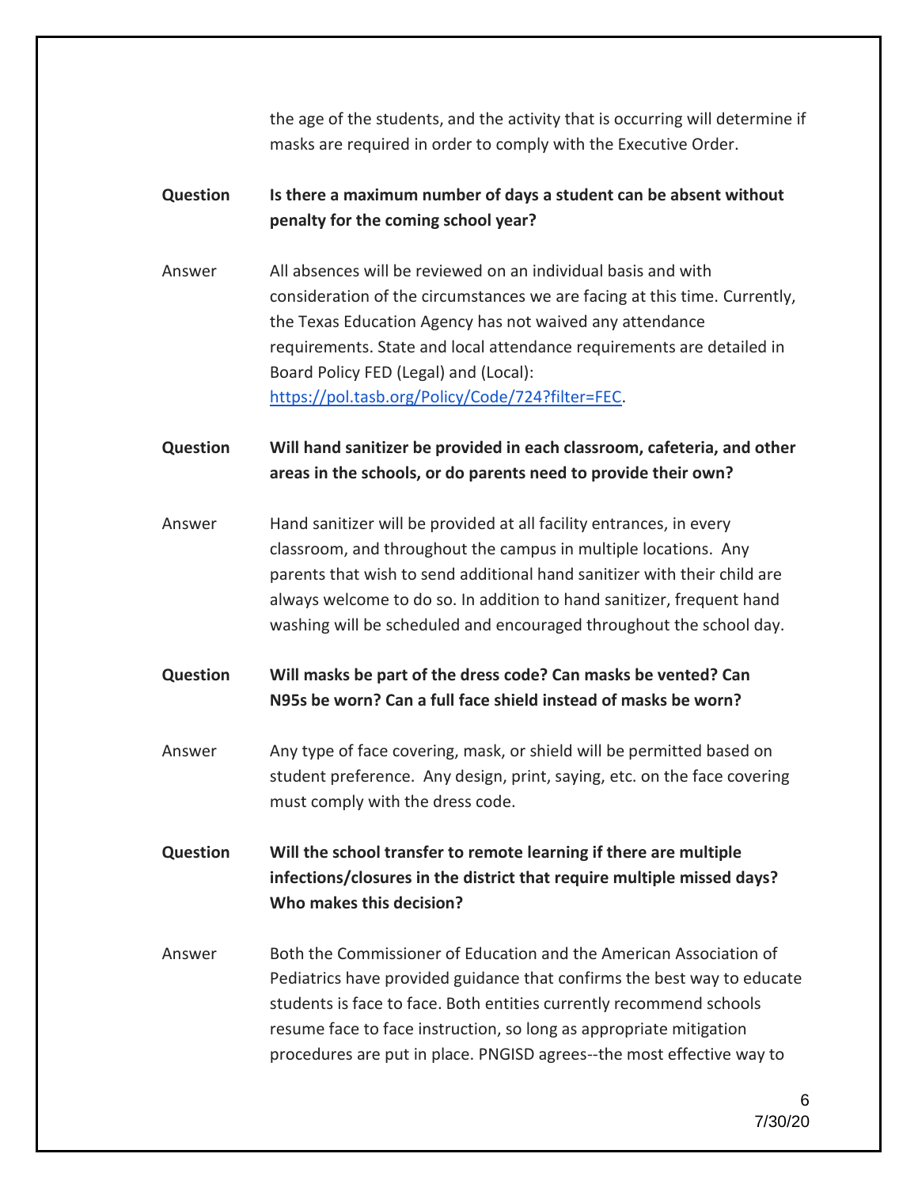the age of the students, and the activity that is occurring will determine if masks are required in order to comply with the Executive Order.

**Question** **Is there a maximum number of days a student can be absent without penalty for the coming school year?**

Answer All absences will be reviewed on an individual basis and with consideration of the circumstances we are facing at this time. Currently, the Texas Education Agency has not waived any attendance requirements. State and local attendance requirements are detailed in Board Policy FED (Legal) and (Local): [https://pol.tasb.org/Policy/Code/724?filter=FEC](https://pol.tasb.org/Policy/Code/724?filter=FEC).

**Question** **Will hand sanitizer be provided in each classroom, cafeteria, and other areas in the schools, or do parents need to provide their own?**

Answer Hand sanitizer will be provided at all facility entrances, in every classroom, and throughout the campus in multiple locations. Any parents that wish to send additional hand sanitizer with their child are always welcome to do so. In addition to hand sanitizer, frequent hand washing will be scheduled and encouraged throughout the school day.

**Question** **Will masks be part of the dress code? Can masks be vented? Can N95s be worn? Can a full face shield instead of masks be worn?**

Answer Any type of face covering, mask, or shield will be permitted based on student preference. Any design, print, saying, etc. on the face covering must comply with the dress code.

**Question** **Will the school transfer to remote learning if there are multiple infections/closures in the district that require multiple missed days? Who makes this decision?**

Answer Both the Commissioner of Education and the American Association of Pediatrics have provided guidance that confirms the best way to educate students is face to face. Both entities currently recommend schools resume face to face instruction, so long as appropriate mitigation procedures are put in place. PNGISD agrees--the most effective way to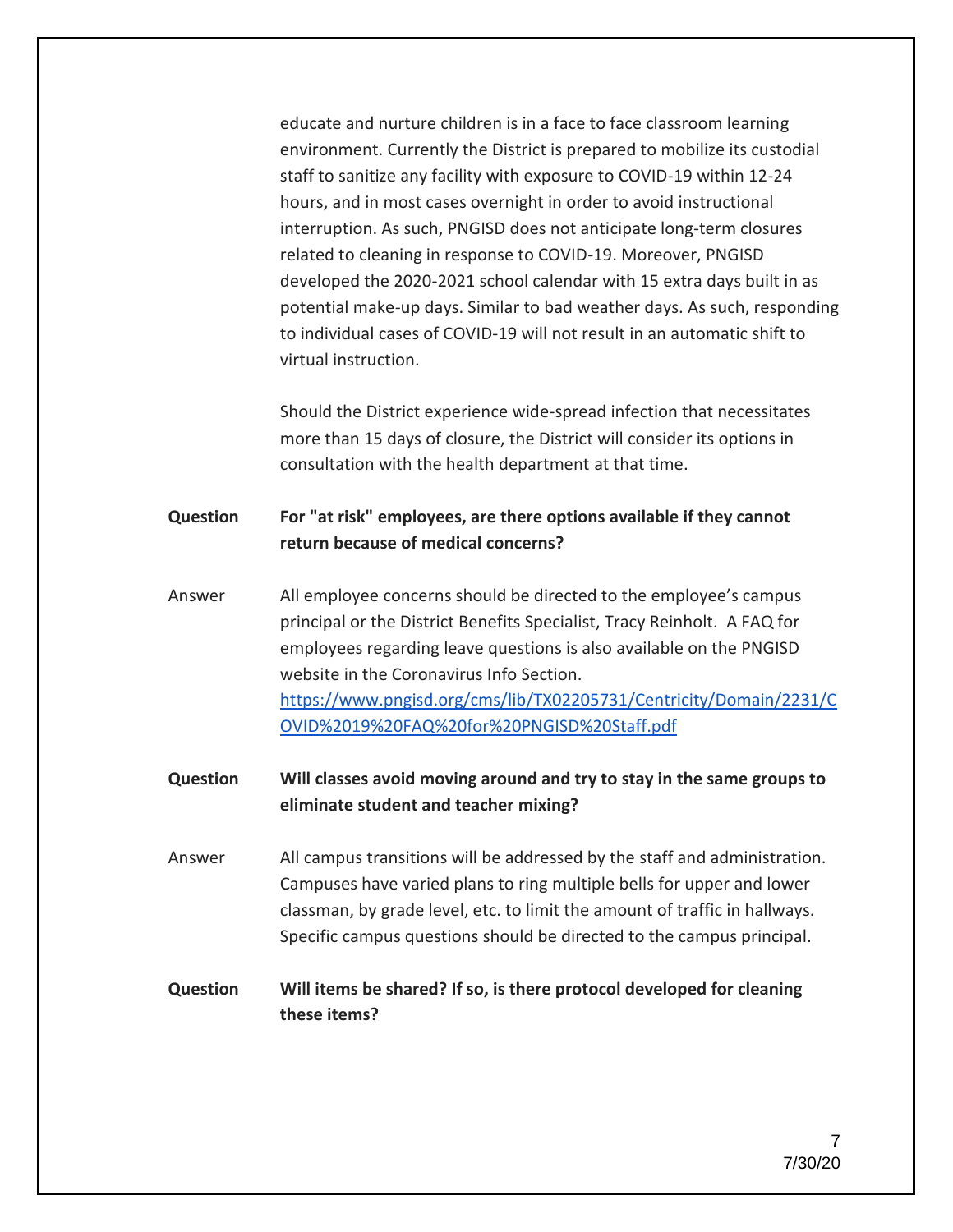educate and nurture children is in a face to face classroom learning environment. Currently the District is prepared to mobilize its custodial staff to sanitize any facility with exposure to COVID-19 within 12-24 hours, and in most cases overnight in order to avoid instructional interruption. As such, PNGISD does not anticipate long-term closures related to cleaning in response to COVID-19. Moreover, PNGISD developed the 2020-2021 school calendar with 15 extra days built in as potential make-up days. Similar to bad weather days. As such, responding to individual cases of COVID-19 will not result in an automatic shift to virtual instruction.

Should the District experience wide-spread infection that necessitates more than 15 days of closure, the District will consider its options in consultation with the health department at that time.

**Question** **For "at risk" employees, are there options available if they cannot return because of medical concerns?**

Answer All employee concerns should be directed to the employee's campus principal or the District Benefits Specialist, Tracy Reinholt. A FAQ for employees regarding leave questions is also available on the PNGISD website in the Coronavirus Info Section. [https://www.pngisd.org/cms/lib/TX02205731/Centricity/Domain/2231/COVID%2019%20FAQ%20for%20PNGISD%20Staff.pdf](https://www.pngisd.org/cms/lib/TX02205731/Centricity/Domain/2231/COVID%2019%20FAQ%20for%20PNGISD%20Staff.pdf)

**Question** **Will classes avoid moving around and try to stay in the same groups to eliminate student and teacher mixing?**

Answer All campus transitions will be addressed by the staff and administration. Campuses have varied plans to ring multiple bells for upper and lower classman, by grade level, etc. to limit the amount of traffic in hallways. Specific campus questions should be directed to the campus principal.

**Question** **Will items be shared? If so, is there protocol developed for cleaning these items?**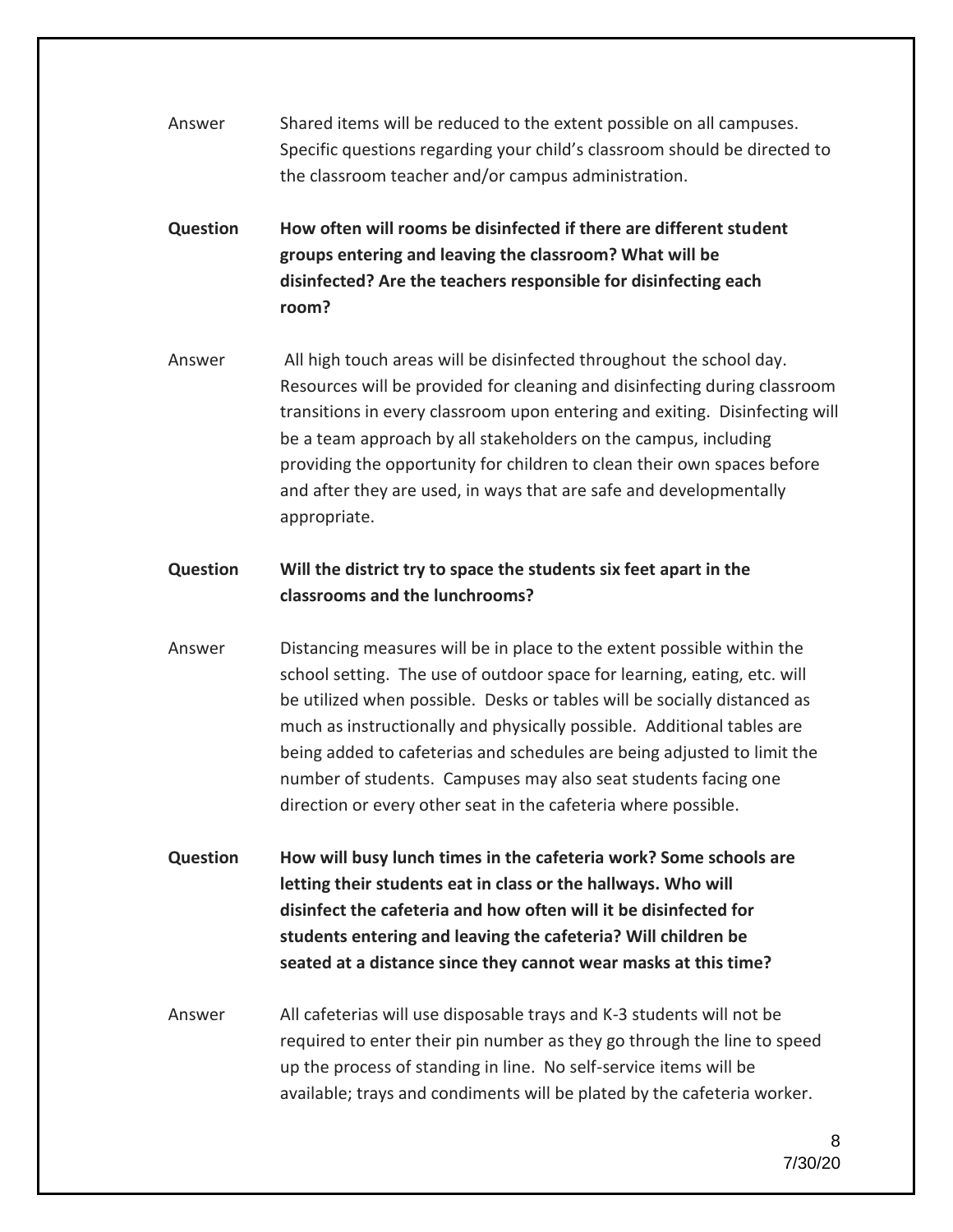Answer Shared items will be reduced to the extent possible on all campuses. Specific questions regarding your child's classroom should be directed to the classroom teacher and/or campus administration.

**Question How often will rooms be disinfected if there are different student groups entering and leaving the classroom? What will be disinfected? Are the teachers responsible for disinfecting each room?**

Answer All high touch areas will be disinfected throughout the school day. Resources will be provided for cleaning and disinfecting during classroom transitions in every classroom upon entering and exiting. Disinfecting will be a team approach by all stakeholders on the campus, including providing the opportunity for children to clean their own spaces before and after they are used, in ways that are safe and developmentally appropriate.

**Question Will the district try to space the students six feet apart in the classrooms and the lunchrooms?**

Answer Distancing measures will be in place to the extent possible within the school setting. The use of outdoor space for learning, eating, etc. will be utilized when possible. Desks or tables will be socially distanced as much as instructionally and physically possible. Additional tables are being added to cafeterias and schedules are being adjusted to limit the number of students. Campuses may also seat students facing one direction or every other seat in the cafeteria where possible.

**Question How will busy lunch times in the cafeteria work? Some schools are letting their students eat in class or the hallways. Who will disinfect the cafeteria and how often will it be disinfected for students entering and leaving the cafeteria? Will children be seated at a distance since they cannot wear masks at this time?**

Answer All cafeterias will use disposable trays and K-3 students will not be required to enter their pin number as they go through the line to speed up the process of standing in line. No self-service items will be available; trays and condiments will be plated by the cafeteria worker.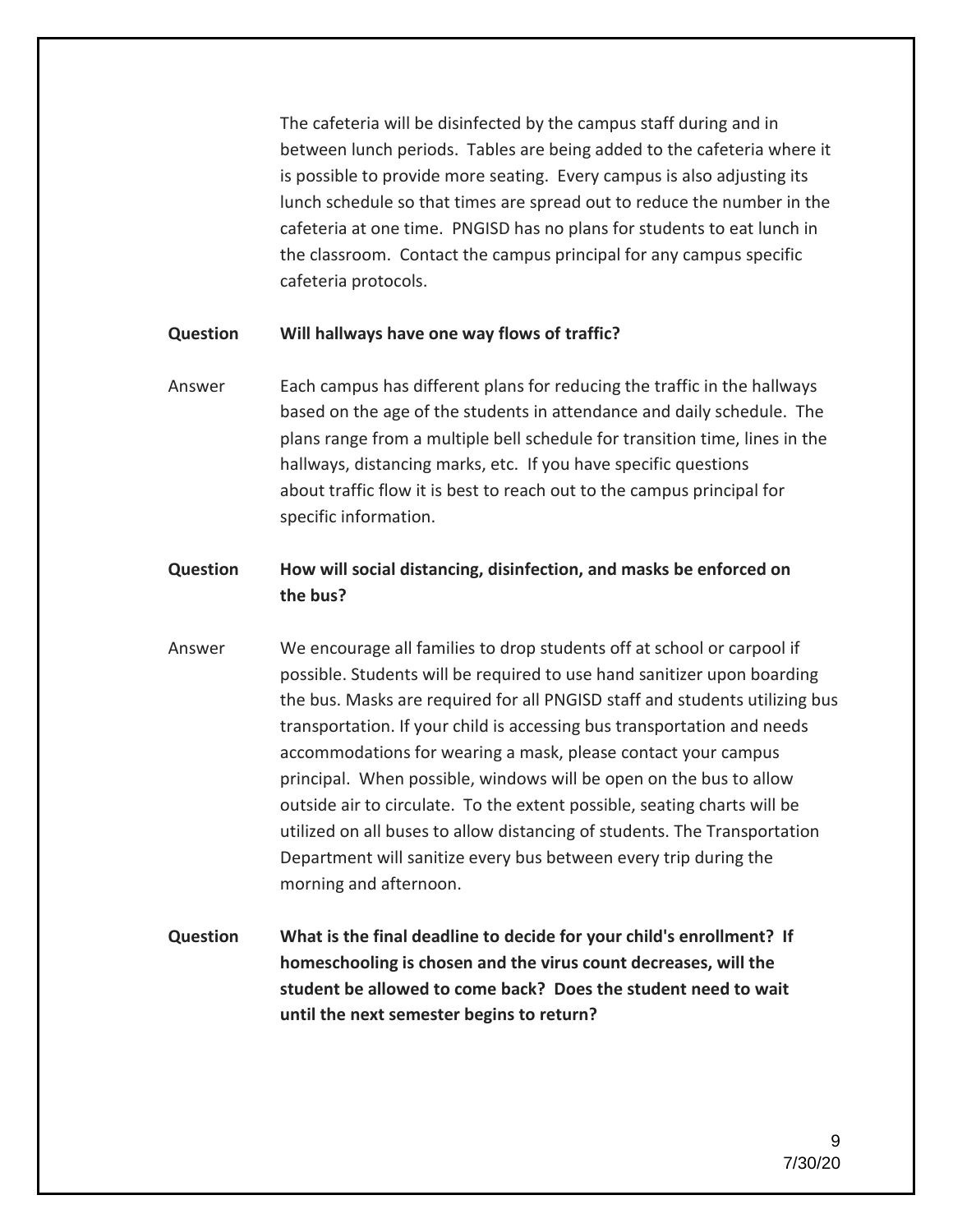The cafeteria will be disinfected by the campus staff during and in between lunch periods. Tables are being added to the cafeteria where it is possible to provide more seating. Every campus is also adjusting its lunch schedule so that times are spread out to reduce the number in the cafeteria at one time. PNGISD has no plans for students to eat lunch in the classroom. Contact the campus principal for any campus specific cafeteria protocols.

**Question** **Will hallways have one way flows of traffic?**

Answer Each campus has different plans for reducing the traffic in the hallways based on the age of the students in attendance and daily schedule. The plans range from a multiple bell schedule for transition time, lines in the hallways, distancing marks, etc. If you have specific questions about traffic flow it is best to reach out to the campus principal for specific information.

**Question** **How will social distancing, disinfection, and masks be enforced on the bus?**

Answer We encourage all families to drop students off at school or carpool if possible. Students will be required to use hand sanitizer upon boarding the bus. Masks are required for all PNGISD staff and students utilizing bus transportation. If your child is accessing bus transportation and needs accommodations for wearing a mask, please contact your campus principal. When possible, windows will be open on the bus to allow outside air to circulate. To the extent possible, seating charts will be utilized on all buses to allow distancing of students. The Transportation Department will sanitize every bus between every trip during the morning and afternoon.

**Question** **What is the final deadline to decide for your child's enrollment? If homeschooling is chosen and the virus count decreases, will the student be allowed to come back? Does the student need to wait until the next semester begins to return?**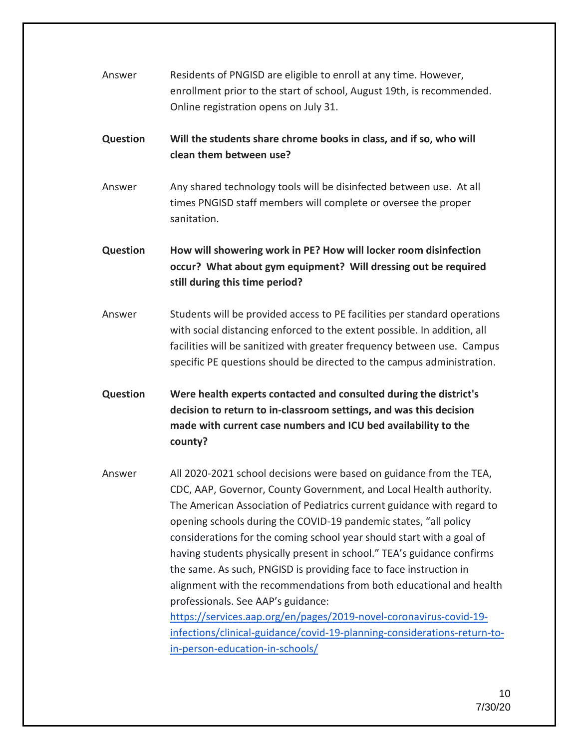Answer Residents of PNGISD are eligible to enroll at any time. However, enrollment prior to the start of school, August 19th, is recommended. Online registration opens on July 31.

**Question Will the students share chrome books in class, and if so, who will clean them between use?**

Answer Any shared technology tools will be disinfected between use. At all times PNGISD staff members will complete or oversee the proper sanitation.

**Question How will showering work in PE? How will locker room disinfection occur? What about gym equipment? Will dressing out be required still during this time period?**

Answer Students will be provided access to PE facilities per standard operations with social distancing enforced to the extent possible. In addition, all facilities will be sanitized with greater frequency between use. Campus specific PE questions should be directed to the campus administration.

**Question Were health experts contacted and consulted during the district's decision to return to in-classroom settings, and was this decision made with current case numbers and ICU bed availability to the county?**

Answer All 2020-2021 school decisions were based on guidance from the TEA, CDC, AAP, Governor, County Government, and Local Health authority. The American Association of Pediatrics current guidance with regard to opening schools during the COVID-19 pandemic states, "all policy considerations for the coming school year should start with a goal of having students physically present in school." TEA's guidance confirms the same. As such, PNGISD is providing face to face instruction in alignment with the recommendations from both educational and health professionals. See AAP's guidance: https://services.aap.org/en/pages/2019-novel-coronavirus-covid-19-infections/clinical-guidance/covid-19-planning-considerations-return-to-in-person-education-in-schools/

7/30/20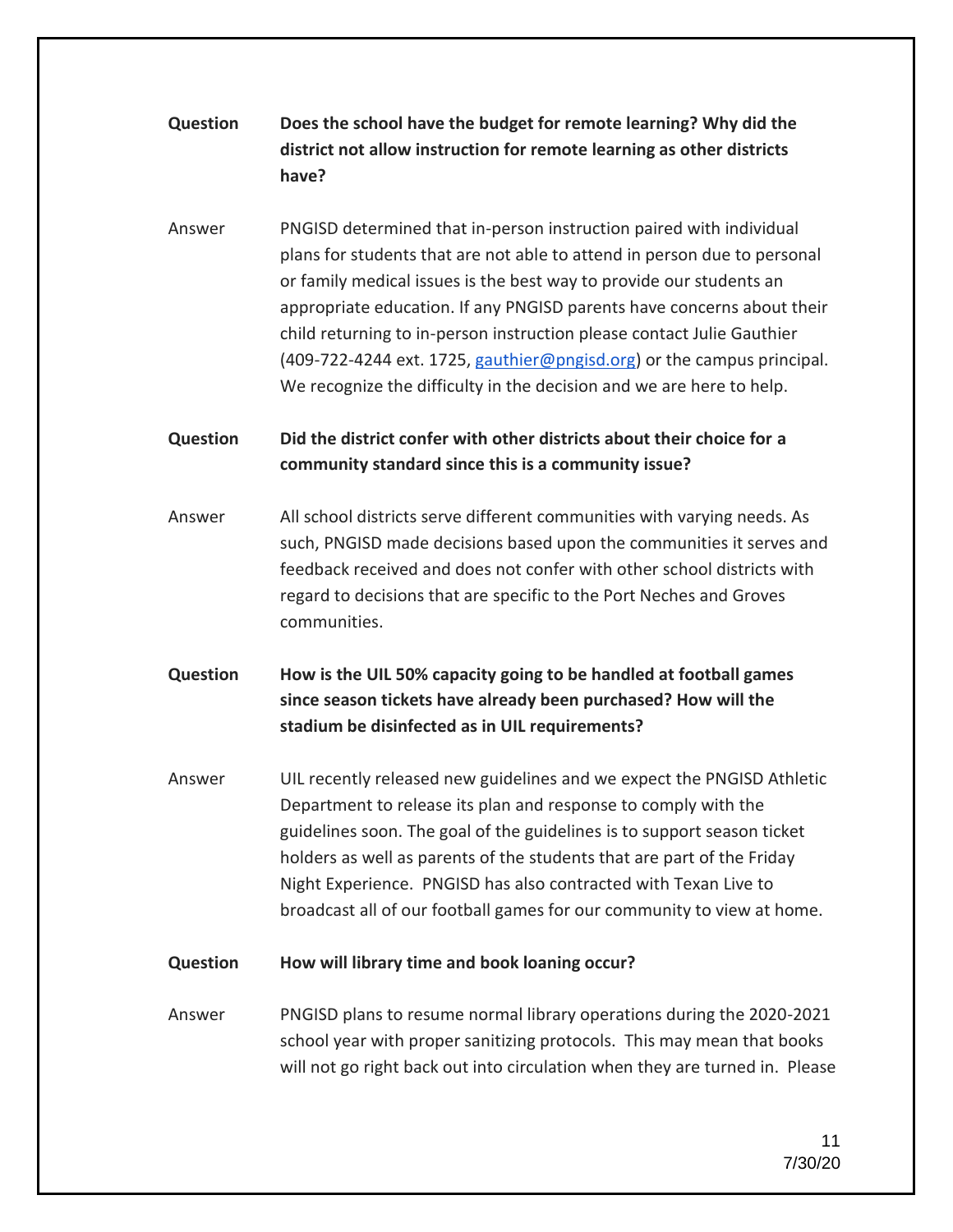**Question** **Does the school have the budget for remote learning? Why did the district not allow instruction for remote learning as other districts have?**

Answer PNGISD determined that in-person instruction paired with individual plans for students that are not able to attend in person due to personal or family medical issues is the best way to provide our students an appropriate education. If any PNGISD parents have concerns about their child returning to in-person instruction please contact Julie Gauthier (409-722-4244 ext. 1725, [gauthier@pngisd.org](mailto:gauthier@pngisd.org)) or the campus principal. We recognize the difficulty in the decision and we are here to help.

**Question** **Did the district confer with other districts about their choice for a community standard since this is a community issue?**

Answer All school districts serve different communities with varying needs. As such, PNGISD made decisions based upon the communities it serves and feedback received and does not confer with other school districts with regard to decisions that are specific to the Port Neches and Groves communities.

**Question** **How is the UIL 50% capacity going to be handled at football games since season tickets have already been purchased? How will the stadium be disinfected as in UIL requirements?**

Answer UIL recently released new guidelines and we expect the PNGISD Athletic Department to release its plan and response to comply with the guidelines soon. The goal of the guidelines is to support season ticket holders as well as parents of the students that are part of the Friday Night Experience. PNGISD has also contracted with Texan Live to broadcast all of our football games for our community to view at home.

**Question** **How will library time and book loaning occur?**

Answer PNGISD plans to resume normal library operations during the 2020-2021 school year with proper sanitizing protocols. This may mean that books will not go right back out into circulation when they are turned in. Please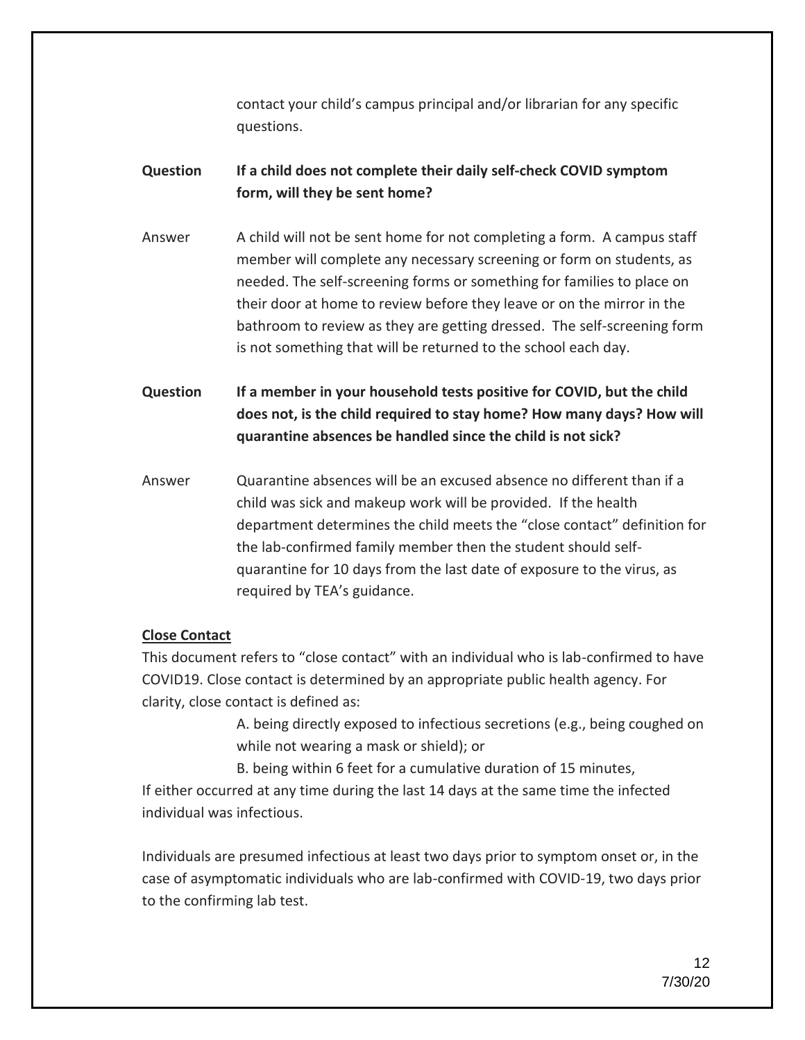contact your child's campus principal and/or librarian for any specific questions.

**Question** **If a child does not complete their daily self-check COVID symptom form, will they be sent home?**

Answer A child will not be sent home for not completing a form. A campus staff member will complete any necessary screening or form on students, as needed. The self-screening forms or something for families to place on their door at home to review before they leave or on the mirror in the bathroom to review as they are getting dressed. The self-screening form is not something that will be returned to the school each day.

**Question** **If a member in your household tests positive for COVID, but the child does not, is the child required to stay home? How many days? How will quarantine absences be handled since the child is not sick?**

Answer Quarantine absences will be an excused absence no different than if a child was sick and makeup work will be provided. If the health department determines the child meets the "close contact" definition for the lab-confirmed family member then the student should self-quarantine for 10 days from the last date of exposure to the virus, as required by TEA's guidance.

**<u>Close Contact</u>**

This document refers to "close contact" with an individual who is lab-confirmed to have COVID19. Close contact is determined by an appropriate public health agency. For clarity, close contact is defined as:

A. being directly exposed to infectious secretions (e.g., being coughed on while not wearing a mask or shield); or

B. being within 6 feet for a cumulative duration of 15 minutes,

If either occurred at any time during the last 14 days at the same time the infected individual was infectious.

Individuals are presumed infectious at least two days prior to symptom onset or, in the case of asymptomatic individuals who are lab-confirmed with COVID-19, two days prior to the confirming lab test.

7/30/20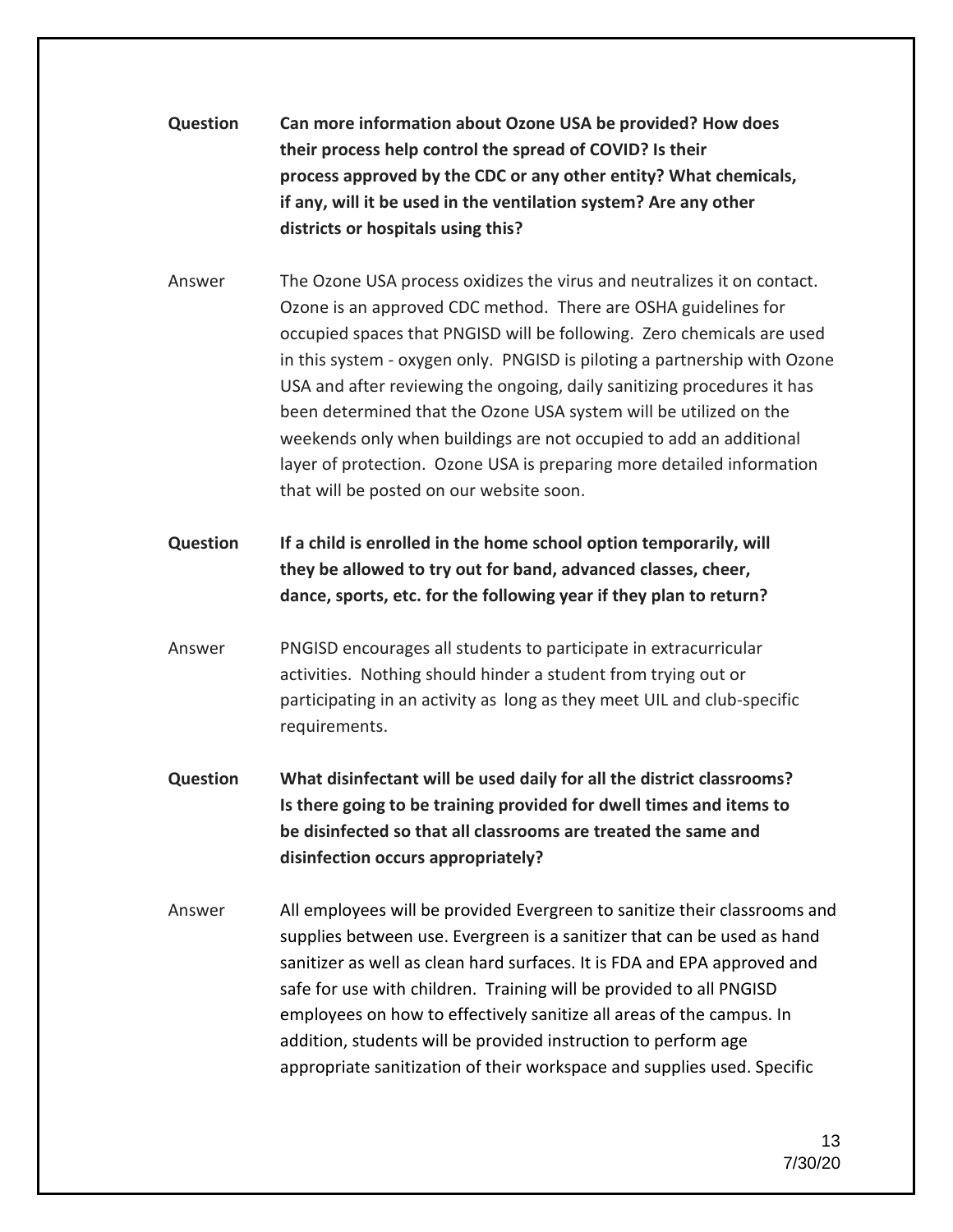**Question** **Can more information about Ozone USA be provided? How does their process help control the spread of COVID? Is their process approved by the CDC or any other entity? What chemicals, if any, will it be used in the ventilation system? Are any other districts or hospitals using this?**

Answer The Ozone USA process oxidizes the virus and neutralizes it on contact. Ozone is an approved CDC method. There are OSHA guidelines for occupied spaces that PNGISD will be following. Zero chemicals are used in this system - oxygen only. PNGISD is piloting a partnership with Ozone USA and after reviewing the ongoing, daily sanitizing procedures it has been determined that the Ozone USA system will be utilized on the weekends only when buildings are not occupied to add an additional layer of protection. Ozone USA is preparing more detailed information that will be posted on our website soon.

**Question** **If a child is enrolled in the home school option temporarily, will they be allowed to try out for band, advanced classes, cheer, dance, sports, etc. for the following year if they plan to return?**

Answer PNGISD encourages all students to participate in extracurricular activities. Nothing should hinder a student from trying out or participating in an activity as long as they meet UIL and club-specific requirements.

**Question** **What disinfectant will be used daily for all the district classrooms? Is there going to be training provided for dwell times and items to be disinfected so that all classrooms are treated the same and disinfection occurs appropriately?**

Answer All employees will be provided Evergreen to sanitize their classrooms and supplies between use. Evergreen is a sanitizer that can be used as hand sanitizer as well as clean hard surfaces. It is FDA and EPA approved and safe for use with children. Training will be provided to all PNGISD employees on how to effectively sanitize all areas of the campus. In addition, students will be provided instruction to perform age appropriate sanitization of their workspace and supplies used. Specific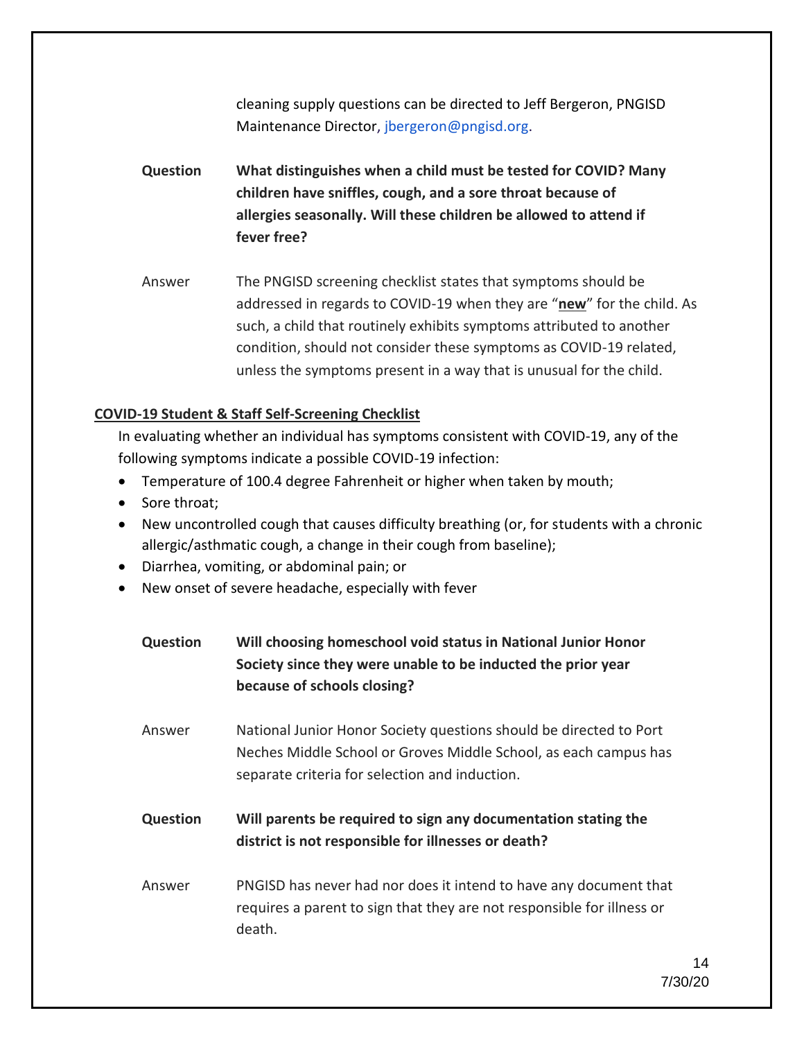cleaning supply questions can be directed to Jeff Bergeron, PNGISD Maintenance Director, jbergeron@pngisd.org.

**Question** **What distinguishes when a child must be tested for COVID? Many children have sniffles, cough, and a sore throat because of allergies seasonally. Will these children be allowed to attend if fever free?**

Answer The PNGISD screening checklist states that symptoms should be addressed in regards to COVID-19 when they are "**new**" for the child. As such, a child that routinely exhibits symptoms attributed to another condition, should not consider these symptoms as COVID-19 related, unless the symptoms present in a way that is unusual for the child.

**COVID-19 Student & Staff Self-Screening Checklist**

In evaluating whether an individual has symptoms consistent with COVID-19, any of the following symptoms indicate a possible COVID-19 infection:

- Temperature of 100.4 degree Fahrenheit or higher when taken by mouth;
- Sore throat;
- New uncontrolled cough that causes difficulty breathing (or, for students with a chronic allergic/asthmatic cough, a change in their cough from baseline);
- Diarrhea, vomiting, or abdominal pain; or
- New onset of severe headache, especially with fever

**Question** **Will choosing homeschool void status in National Junior Honor Society since they were unable to be inducted the prior year because of schools closing?**

Answer National Junior Honor Society questions should be directed to Port Neches Middle School or Groves Middle School, as each campus has separate criteria for selection and induction.

**Question** **Will parents be required to sign any documentation stating the district is not responsible for illnesses or death?**

Answer PNGISD has never had nor does it intend to have any document that requires a parent to sign that they are not responsible for illness or death.

7/30/20